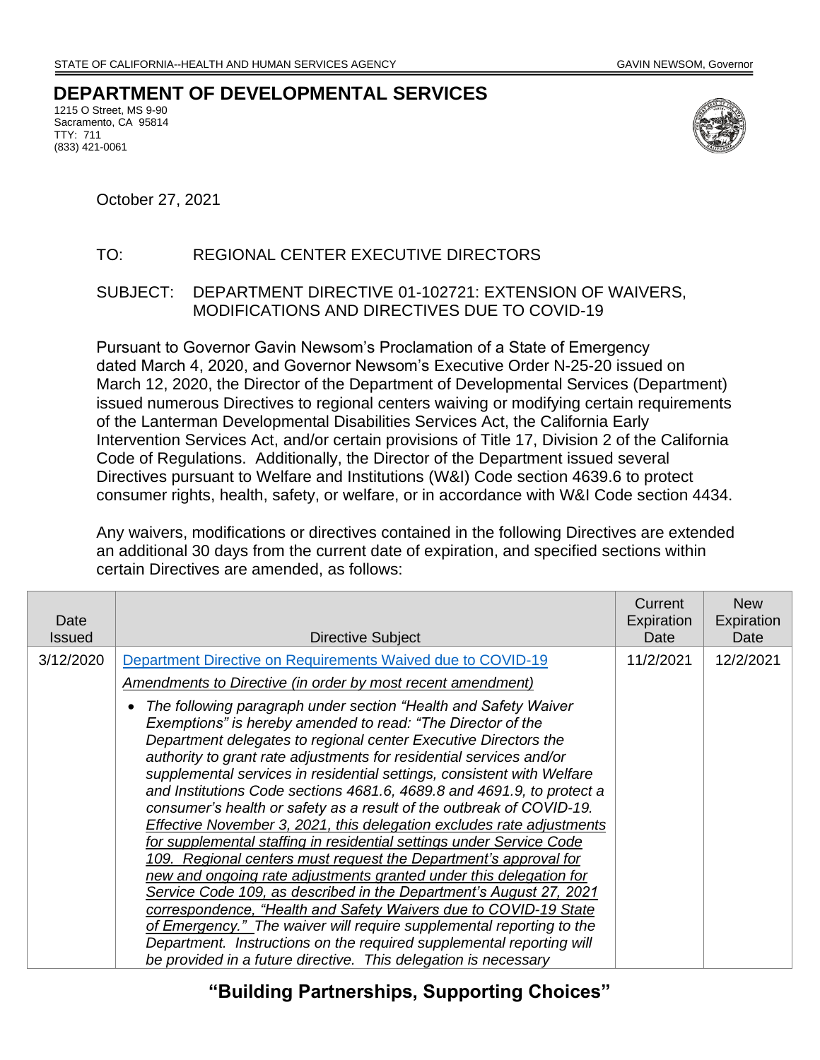STATE OF CALIFORNIA--HEALTH AND HUMAN SERVICES AGENCY GAVIN NEWSOM, Governor

# DEPARTMENT OF DEVELOPMENTAL SERVICES

1215 O Street, MS 9-90
Sacramento, CA 95814
TTY: 711
(833) 421-0061

October 27, 2021

TO: REGIONAL CENTER EXECUTIVE DIRECTORS

SUBJECT: DEPARTMENT DIRECTIVE 01-102721: EXTENSION OF WAIVERS, MODIFICATIONS AND DIRECTIVES DUE TO COVID-19

Pursuant to Governor Gavin Newsom's Proclamation of a State of Emergency dated March 4, 2020, and Governor Newsom's Executive Order N-25-20 issued on March 12, 2020, the Director of the Department of Developmental Services (Department) issued numerous Directives to regional centers waiving or modifying certain requirements of the Lanterman Developmental Disabilities Services Act, the California Early Intervention Services Act, and/or certain provisions of Title 17, Division 2 of the California Code of Regulations. Additionally, the Director of the Department issued several Directives pursuant to Welfare and Institutions (W&I) Code section 4639.6 to protect consumer rights, health, safety, or welfare, or in accordance with W&I Code section 4434.

Any waivers, modifications or directives contained in the following Directives are extended an additional 30 days from the current date of expiration, and specified sections within certain Directives are amended, as follows:

| Date Issued | Directive Subject | Current Expiration Date | New Expiration Date |
|---|---|---|---|
| 3/12/2020 | Department Directive on Requirements Waived due to COVID-19<br><br>*Amendments to Directive (in order by most recent amendment)*<br><br>• *The following paragraph under section "Health and Safety Waiver Exemptions" is hereby amended to read: "The Director of the Department delegates to regional center Executive Directors the authority to grant rate adjustments for residential services and/or supplemental services in residential settings, consistent with Welfare and Institutions Code sections 4681.6, 4689.8 and 4691.9, to protect a consumer's health or safety as a result of the outbreak of COVID-19. Effective November 3, 2021, this delegation excludes rate adjustments for supplemental staffing in residential settings under Service Code 109. Regional centers must request the Department's approval for new and ongoing rate adjustments granted under this delegation for Service Code 109, as described in the Department's August 27, 2021 correspondence, "Health and Safety Waivers due to COVID-19 State of Emergency." The waiver will require supplemental reporting to the Department. Instructions on the required supplemental reporting will be provided in a future directive. This delegation is necessary* | 11/2/2021 | 12/2/2021 |

**"Building Partnerships, Supporting Choices"**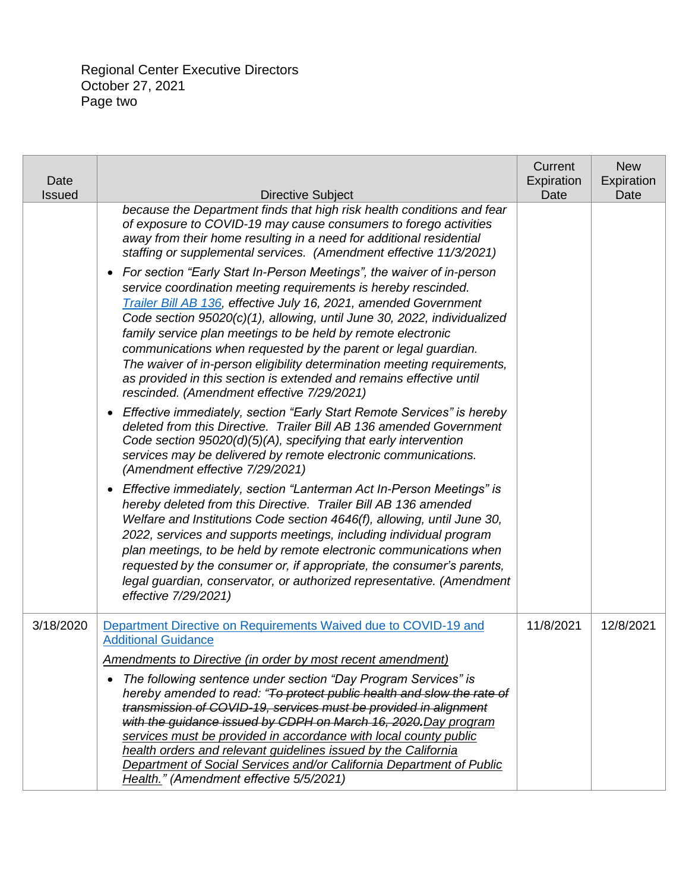Regional Center Executive Directors
October 27, 2021

| Date Issued | Directive Subject | Current Expiration Date | New Expiration Date |
|---|---|---|---|
| | *because the Department finds that high risk health conditions and fear of exposure to COVID-19 may cause consumers to forego activities away from their home resulting in a need for additional residential staffing or supplemental services. (Amendment effective 11/3/2021)*<br>• *For section "Early Start In-Person Meetings", the waiver of in-person service coordination meeting requirements is hereby rescinded. [Trailer Bill AB 136](), effective July 16, 2021, amended Government Code section 95020(c)(1), allowing, until June 30, 2022, individualized family service plan meetings to be held by remote electronic communications when requested by the parent or legal guardian. The waiver of in-person eligibility determination meeting requirements, as provided in this section is extended and remains effective until rescinded. (Amendment effective 7/29/2021)*<br>• *Effective immediately, section "Early Start Remote Services" is hereby deleted from this Directive. Trailer Bill AB 136 amended Government Code section 95020(d)(5)(A), specifying that early intervention services may be delivered by remote electronic communications. (Amendment effective 7/29/2021)*<br>• *Effective immediately, section "Lanterman Act In-Person Meetings" is hereby deleted from this Directive. Trailer Bill AB 136 amended Welfare and Institutions Code section 4646(f), allowing, until June 30, 2022, services and supports meetings, including individual program plan meetings, to be held by remote electronic communications when requested by the consumer or, if appropriate, the consumer's parents, legal guardian, conservator, or authorized representative. (Amendment effective 7/29/2021)* | | |
| 3/18/2020 | [Department Directive on Requirements Waived due to COVID-19 and Additional Guidance]()<br>*Amendments to Directive (in order by most recent amendment)*<br>• *The following sentence under section "Day Program Services" is hereby amended to read: "~~To protect public health and slow the rate of transmission of COVID-19, services must be provided in alignment with the guidance issued by CDPH on March 16, 2020.~~Day program services must be provided in accordance with local county public health orders and relevant guidelines issued by the California Department of Social Services and/or California Department of Public Health." (Amendment effective 5/5/2021)* | 11/8/2021 | 12/8/2021 |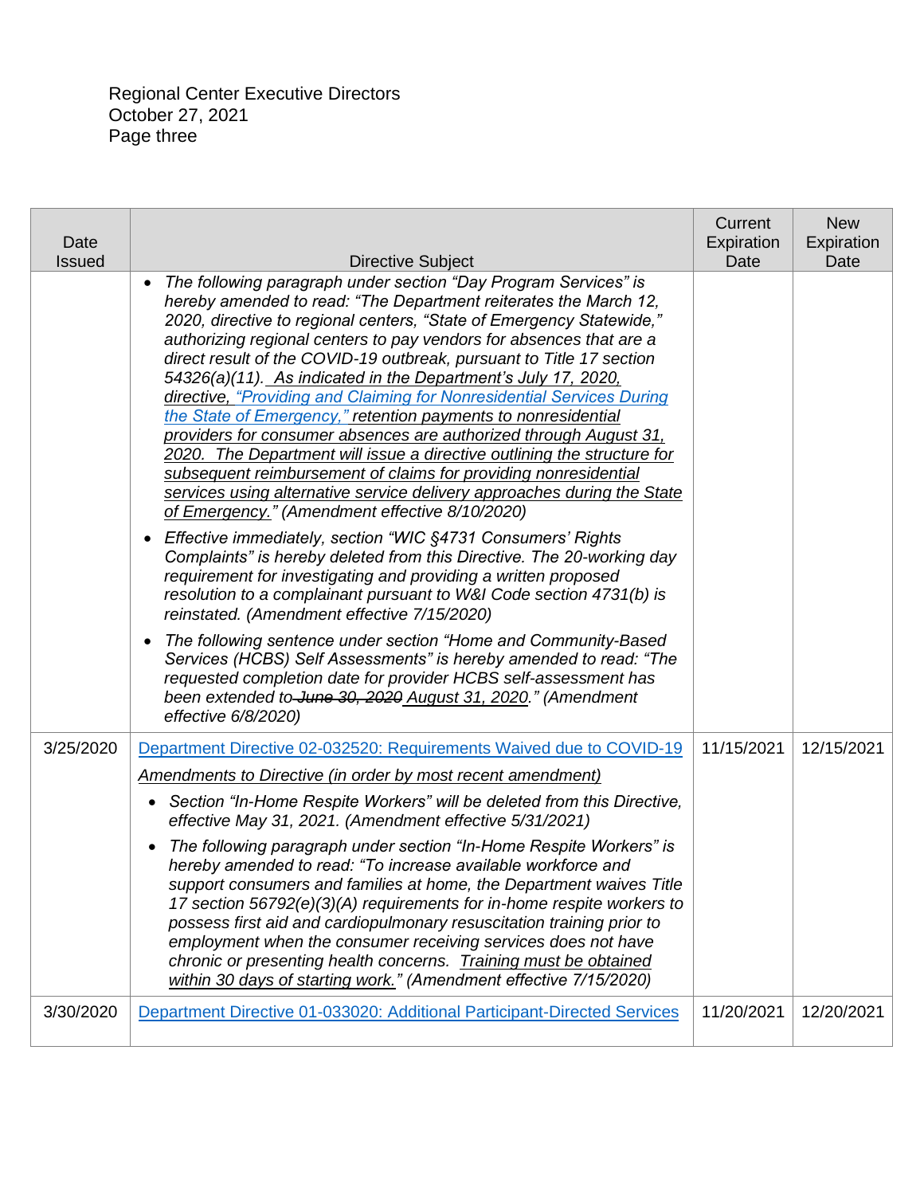Regional Center Executive Directors
October 27, 2021

| Date Issued | Directive Subject | Current Expiration Date | New Expiration Date |
| --- | --- | --- | --- |
| | • *The following paragraph under section "Day Program Services" is hereby amended to read: "The Department reiterates the March 12, 2020, directive to regional centers, "State of Emergency Statewide," authorizing regional centers to pay vendors for absences that are a direct result of the COVID-19 outbreak, pursuant to Title 17 section 54326(a)(11). <u>As indicated in the Department's July 17, 2020, directive, "Providing and Claiming for Nonresidential Services During the State of Emergency," retention payments to nonresidential providers for consumer absences are authorized through August 31, 2020. The Department will issue a directive outlining the structure for subsequent reimbursement of claims for providing nonresidential services using alternative service delivery approaches during the State of Emergency.</u>" (Amendment effective 8/10/2020)*<br>• *Effective immediately, section "WIC §4731 Consumers' Rights Complaints" is hereby deleted from this Directive. The 20-working day requirement for investigating and providing a written proposed resolution to a complainant pursuant to W&I Code section 4731(b) is reinstated. (Amendment effective 7/15/2020)*<br>• *The following sentence under section "Home and Community-Based Services (HCBS) Self Assessments" is hereby amended to read: "The requested completion date for provider HCBS self-assessment has been extended to ~~June 30, 2020~~ <u>August 31, 2020</u>." (Amendment effective 6/8/2020)* | | |
| 3/25/2020 | Department Directive 02-032520: Requirements Waived due to COVID-19<br>*<u>Amendments to Directive (in order by most recent amendment)</u>*<br>• *Section "In-Home Respite Workers" will be deleted from this Directive, effective May 31, 2021. (Amendment effective 5/31/2021)*<br>• *The following paragraph under section "In-Home Respite Workers" is hereby amended to read: "To increase available workforce and support consumers and families at home, the Department waives Title 17 section 56792(e)(3)(A) requirements for in-home respite workers to possess first aid and cardiopulmonary resuscitation training prior to employment when the consumer receiving services does not have chronic or presenting health concerns. <u>Training must be obtained within 30 days of starting work.</u>" (Amendment effective 7/15/2020)* | 11/15/2021 | 12/15/2021 |
| 3/30/2020 | Department Directive 01-033020: Additional Participant-Directed Services | 11/20/2021 | 12/20/2021 |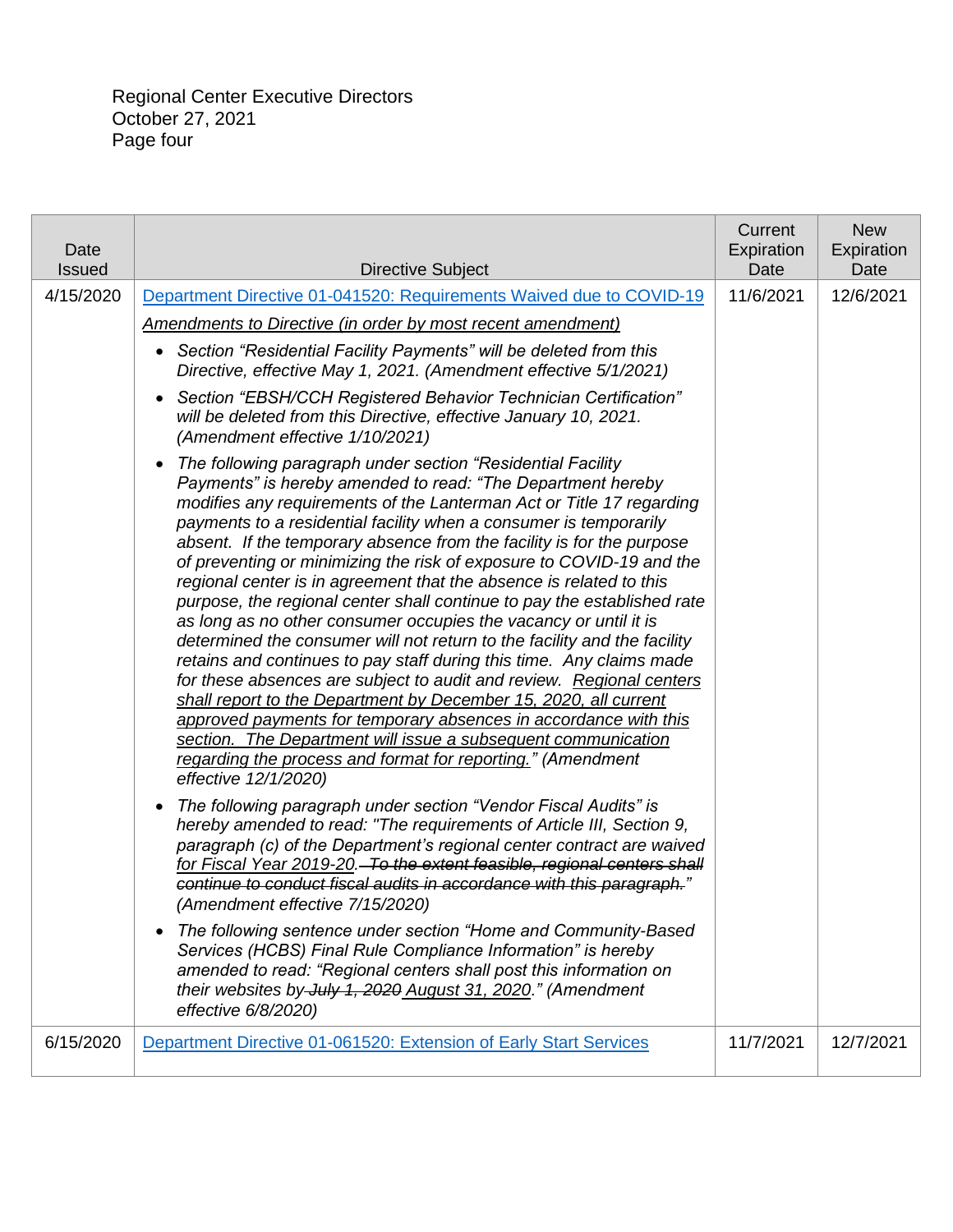Regional Center Executive Directors
October 27, 2021

| Date Issued | Directive Subject | Current Expiration Date | New Expiration Date |
|---|---|---|---|
| 4/15/2020 | [Department Directive 01-041520: Requirements Waived due to COVID-19](#)<br><br>*Amendments to Directive (in order by most recent amendment)*<br><br>• *Section "Residential Facility Payments" will be deleted from this Directive, effective May 1, 2021. (Amendment effective 5/1/2021)*<br>• *Section "EBSH/CCH Registered Behavior Technician Certification" will be deleted from this Directive, effective January 10, 2021. (Amendment effective 1/10/2021)*<br>• *The following paragraph under section "Residential Facility Payments" is hereby amended to read: "The Department hereby modifies any requirements of the Lanterman Act or Title 17 regarding payments to a residential facility when a consumer is temporarily absent. If the temporary absence from the facility is for the purpose of preventing or minimizing the risk of exposure to COVID-19 and the regional center is in agreement that the absence is related to this purpose, the regional center shall continue to pay the established rate as long as no other consumer occupies the vacancy or until it is determined the consumer will not return to the facility and the facility retains and continues to pay staff during this time. Any claims made for these absences are subject to audit and review. <u>Regional centers shall report to the Department by December 15, 2020, all current approved payments for temporary absences in accordance with this section. The Department will issue a subsequent communication regarding the process and format for reporting.</u>" (Amendment effective 12/1/2020)*<br>• *The following paragraph under section "Vendor Fiscal Audits" is hereby amended to read: "The requirements of Article III, Section 9, paragraph (c) of the Department's regional center contract are waived <u>for Fiscal Year 2019-20</u>. ~~To the extent feasible, regional centers shall continue to conduct fiscal audits in accordance with this paragraph.~~" (Amendment effective 7/15/2020)*<br>• *The following sentence under section "Home and Community-Based Services (HCBS) Final Rule Compliance Information" is hereby amended to read: "Regional centers shall post this information on their websites by ~~July 1, 2020~~ <u>August 31, 2020</u>." (Amendment effective 6/8/2020)* | 11/6/2021 | 12/6/2021 |
| 6/15/2020 | [Department Directive 01-061520: Extension of Early Start Services](#) | 11/7/2021 | 12/7/2021 |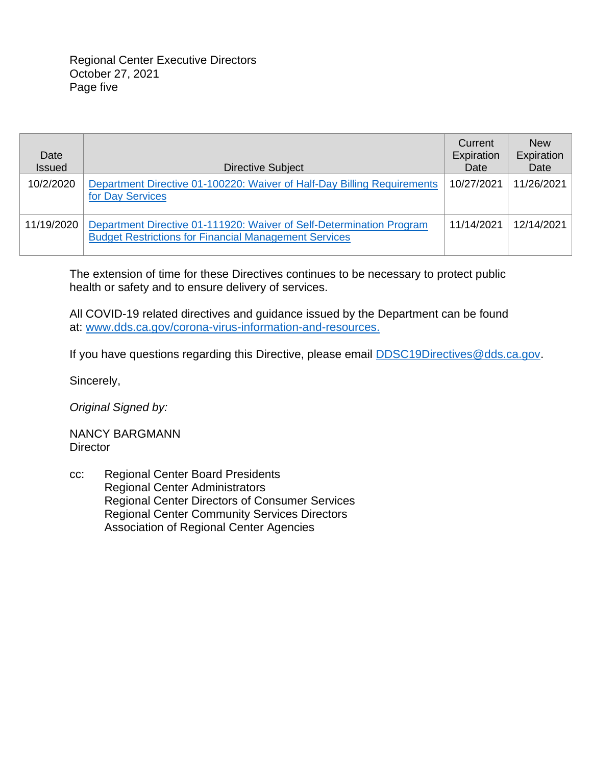| Date Issued | Directive Subject | Current Expiration Date | New Expiration Date |
|---|---|---|---|
| 10/2/2020 | Department Directive 01-100220: Waiver of Half-Day Billing Requirements for Day Services | 10/27/2021 | 11/26/2021 |
| 11/19/2020 | Department Directive 01-111920: Waiver of Self-Determination Program Budget Restrictions for Financial Management Services | 11/14/2021 | 12/14/2021 |

The extension of time for these Directives continues to be necessary to protect public health or safety and to ensure delivery of services.

All COVID-19 related directives and guidance issued by the Department can be found at: www.dds.ca.gov/corona-virus-information-and-resources.

If you have questions regarding this Directive, please email DDSC19Directives@dds.ca.gov.

Sincerely,

*Original Signed by:*

NANCY BARGMANN
Director

cc: Regional Center Board Presidents
Regional Center Administrators
Regional Center Directors of Consumer Services
Regional Center Community Services Directors
Association of Regional Center Agencies